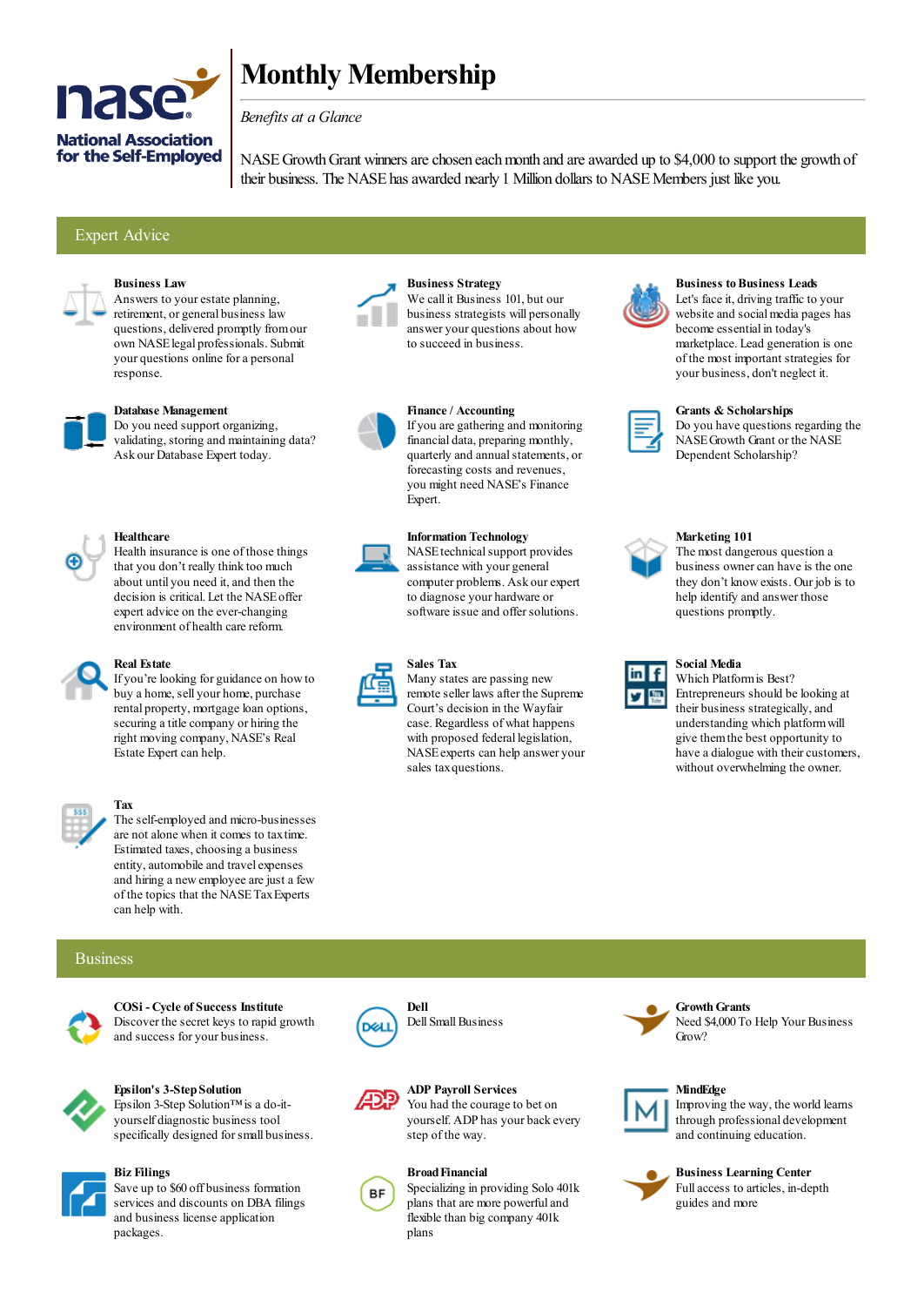National Association for the Self-Employed

# Monthly Membership

*Benefits at a Glance*

NASE Growth Grant winners are chosen each month and are awarded up to $4,000 to support the growth of their business. The NASE has awarded nearly 1 Million dollars to NASE Members just like you.

## Expert Advice

**Business Law**
Answers to your estate planning, retirement, or general business law questions, delivered promptly from our own NASE legal professionals. Submit your questions online for a personal response.

**Business Strategy**
We call it Business 101, but our business strategists will personally answer your questions about how to succeed in business.

**Business to Business Leads**
Let's face it, driving traffic to your website and social media pages has become essential in today's marketplace. Lead generation is one of the most important strategies for your business, don't neglect it.

**Database Management**
Do you need support organizing, validating, storing and maintaining data? Ask our Database Expert today.

**Finance / Accounting**
If you are gathering and monitoring financial data, preparing monthly, quarterly and annual statements, or forecasting costs and revenues, you might need NASE's Finance Expert.

**Grants & Scholarships**
Do you have questions regarding the NASE Growth Grant or the NASE Dependent Scholarship?

**Healthcare**
Health insurance is one of those things that you don't really think too much about until you need it, and then the decision is critical. Let the NASE offer expert advice on the ever-changing environment of health care reform.

**Information Technology**
NASE technical support provides assistance with your general computer problems. Ask our expert to diagnose your hardware or software issue and offer solutions.

**Marketing 101**
The most dangerous question a business owner can have is the one they don't know exists. Our job is to help identify and answer those questions promptly.

**Real Estate**
If you're looking for guidance on how to buy a home, sell your home, purchase rental property, mortgage loan options, securing a title company or hiring the right moving company, NASE's Real Estate Expert can help.

**Sales Tax**
Many states are passing new remote seller laws after the Supreme Court's decision in the Wayfair case. Regardless of what happens with proposed federal legislation, NASE experts can help answer your sales tax questions.

**Social Media**
Which Platform is Best? Entrepreneurs should be looking at their business strategically, and understanding which platform will give them the best opportunity to have a dialogue with their customers, without overwhelming the owner.

**Tax**
The self-employed and micro-businesses are not alone when it comes to tax time. Estimated taxes, choosing a business entity, automobile and travel expenses and hiring a new employee are just a few of the topics that the NASE Tax Experts can help with.

## Business

**COSi - Cycle of Success Institute**
Discover the secret keys to rapid growth and success for your business.

**Dell**
Dell Small Business

**Growth Grants**
Need $4,000 To Help Your Business Grow?

**Epsilon's 3-Step Solution**
Epsilon 3-Step Solution™ is a do-it-yourself diagnostic business tool specifically designed for small business.

**ADP Payroll Services**
You had the courage to bet on yourself. ADP has your back every step of the way.

**MindEdge**
Improving the way, the world learns through professional development and continuing education.

**Biz Filings**
Save up to $60 off business formation services and discounts on DBA filings and business license application packages.

**Broad Financial**
Specializing in providing Solo 401k plans that are more powerful and flexible than big company 401k plans

**Business Learning Center**
Full access to articles, in-depth guides and more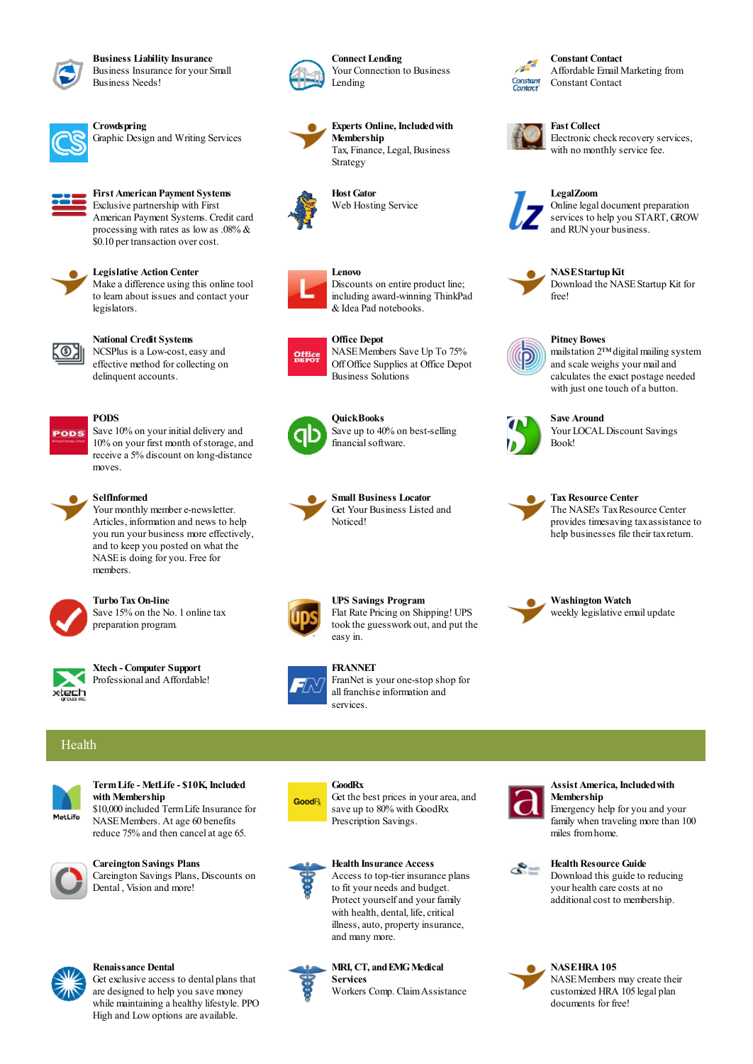**Business Liability Insurance**
Business Insurance for your Small Business Needs!

**Connect Lending**
Your Connection to Business Lending

**Constant Contact**
Affordable Email Marketing from Constant Contact

**Crowdspring**
Graphic Design and Writing Services

**Experts Online, Included with Membership**
Tax, Finance, Legal, Business Strategy

**Fast Collect**
Electronic check recovery services, with no monthly service fee.

**First American Payment Systems**
Exclusive partnership with First American Payment Systems. Credit card processing with rates as low as .08% & $0.10 per transaction over cost.

**Host Gator**
Web Hosting Service

**LegalZoom**
Online legal document preparation services to help you START, GROW and RUN your business.

**Legislative Action Center**
Make a difference using this online tool to learn about issues and contact your legislators.

**Lenovo**
Discounts on entire product line; including award-winning ThinkPad & Idea Pad notebooks.

**NASE Startup Kit**
Download the NASE Startup Kit for free!

**National Credit Systems**
NCSPlus is a Low-cost, easy and effective method for collecting on delinquent accounts.

**Office Depot**
NASE Members Save Up To 75% Off Office Supplies at Office Depot Business Solutions

**Pitney Bowes**
mailstation 2™ digital mailing system and scale weighs your mail and calculates the exact postage needed with just one touch of a button.

**PODS**
Save 10% on your initial delivery and 10% on your first month of storage, and receive a 5% discount on long-distance moves.

**QuickBooks**
Save up to 40% on best-selling financial software.

**Save Around**
Your LOCAL Discount Savings Book!

**SelfInformed**
Your monthly member e-newsletter. Articles, information and news to help you run your business more effectively, and to keep you posted on what the NASE is doing for you. Free for members.

**Small Business Locator**
Get Your Business Listed and Noticed!

**Tax Resource Center**
The NASE's Tax Resource Center provides timesaving tax assistance to help businesses file their tax return.

**Turbo Tax On-line**
Save 15% on the No. 1 online tax preparation program.

**UPS Savings Program**
Flat Rate Pricing on Shipping! UPS took the guesswork out, and put the easy in.

**Washington Watch**
weekly legislative email update

**Xtech - Computer Support**
Professional and Affordable!

**FRANNET**
FranNet is your one-stop shop for all franchise information and services.

## Health

**Term Life - MetLife - $10K, Included with Membership**
$10,000 included Term Life Insurance for NASE Members. At age 60 benefits reduce 75% and then cancel at age 65.

**GoodRx**
Get the best prices in your area, and save up to 80% with GoodRx Prescription Savings.

**Assist America, Included with Membership**
Emergency help for you and your family when traveling more than 100 miles from home.

**Careington Savings Plans**
Careington Savings Plans, Discounts on Dental, Vision and more!

**Health Insurance Access**
Access to top-tier insurance plans to fit your needs and budget. Protect yourself and your family with health, dental, life, critical illness, auto, property insurance, and many more.

**Health Resource Guide**
Download this guide to reducing your health care costs at no additional cost to membership.

**Renaissance Dental**
Get exclusive access to dental plans that are designed to help you save money while maintaining a healthy lifestyle. PPO High and Low options are available.

**MRI, CT, and EMG Medical Services**
Workers Comp. Claim Assistance

**NASE HRA 105**
NASE Members may create their customized HRA 105 legal plan documents for free!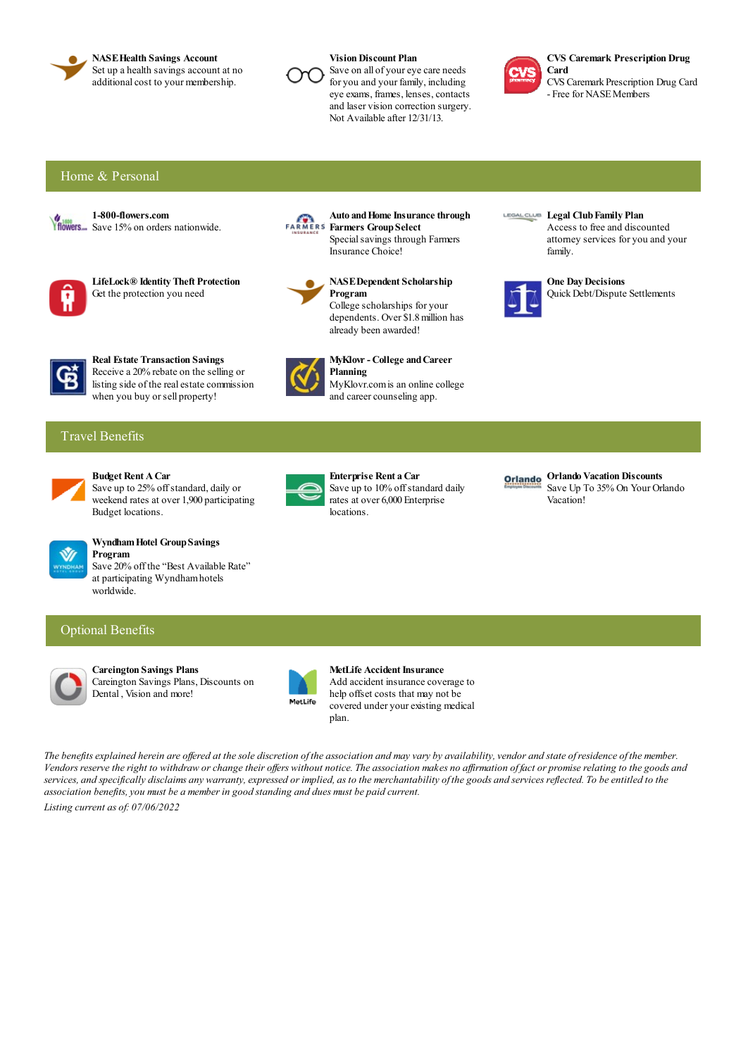**NASE Health Savings Account**
Set up a health savings account at no additional cost to your membership.

**Vision Discount Plan**
Save on all of your eye care needs for you and your family, including eye exams, frames, lenses, contacts and laser vision correction surgery. Not Available after 12/31/13.

**CVS Caremark Prescription Drug Card**
CVS Caremark Prescription Drug Card - Free for NASE Members

## Home & Personal

**1-800-flowers.com**
Save 15% on orders nationwide.

**Auto and Home Insurance through Farmers Group Select**
Special savings through Farmers Insurance Choice!

**Legal Club Family Plan**
Access to free and discounted attorney services for you and your family.

**LifeLock® Identity Theft Protection**
Get the protection you need

**NASE Dependent Scholarship Program**
College scholarships for your dependents. Over $1.8 million has already been awarded!

**One Day Decisions**
Quick Debt/Dispute Settlements

**Real Estate Transaction Savings**
Receive a 20% rebate on the selling or listing side of the real estate commission when you buy or sell property!

**MyKlovr - College and Career Planning**
MyKlovr.com is an online college and career counseling app.

## Travel Benefits

**Budget Rent A Car**
Save up to 25% off standard, daily or weekend rates at over 1,900 participating Budget locations.

**Enterprise Rent a Car**
Save up to 10% off standard daily rates at over 6,000 Enterprise locations.

**Orlando Vacation Discounts**
Save Up To 35% On Your Orlando Vacation!

**Wyndham Hotel Group Savings Program**
Save 20% off the “Best Available Rate” at participating Wyndham hotels worldwide.

## Optional Benefits

**Careington Savings Plans**
Careington Savings Plans, Discounts on Dental , Vision and more!

**MetLife Accident Insurance**
Add accident insurance coverage to help offset costs that may not be covered under your existing medical plan.

*The benefits explained herein are offered at the sole discretion of the association and may vary by availability, vendor and state of residence of the member. Vendors reserve the right to withdraw or change their offers without notice. The association makes no affirmation of fact or promise relating to the goods and services, and specifically disclaims any warranty, expressed or implied, as to the merchantability of the goods and services reflected. To be entitled to the association benefits, you must be a member in good standing and dues must be paid current.*

*Listing current as of: 07/06/2022*